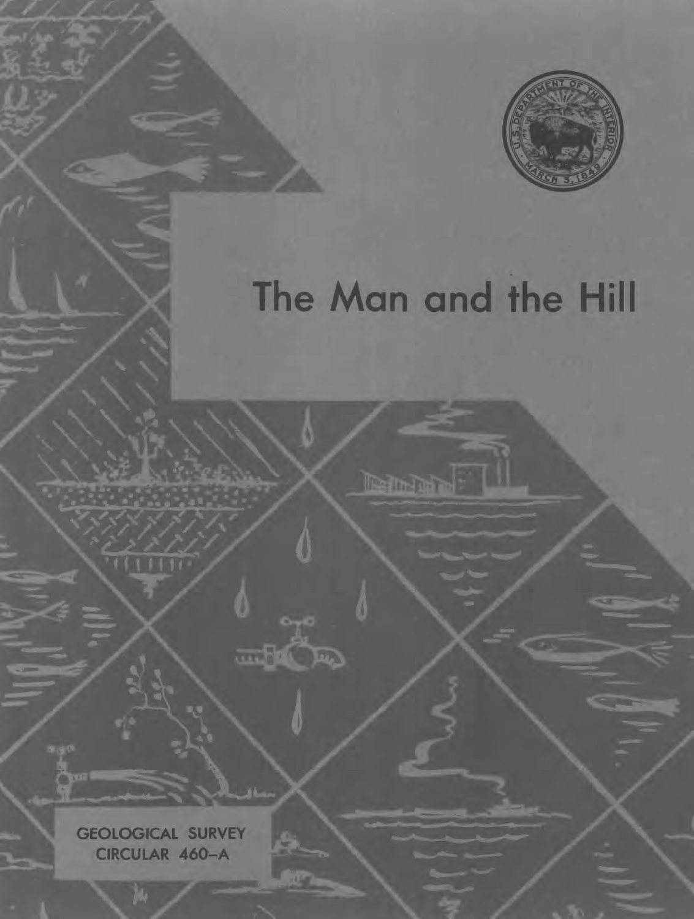# The Man and the Hill

GEOLOGICAL SURVEY CIRCULAR 460-A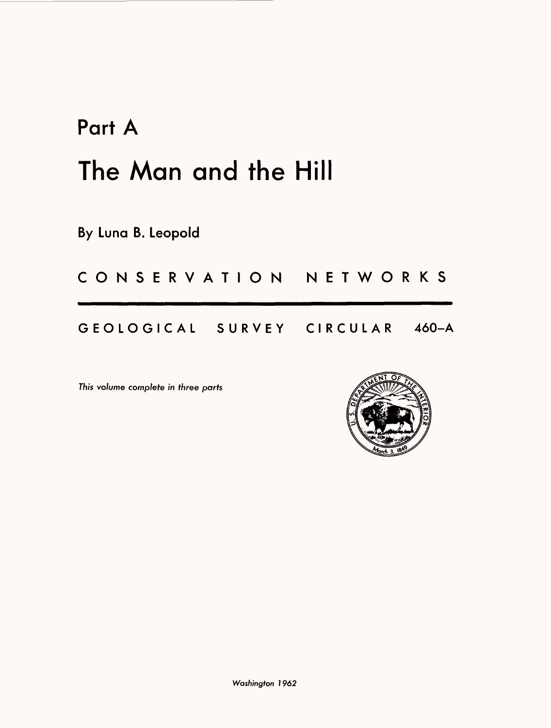# Part A

# The Man and the Hill

By Luna B. Leopold

## CONSERVATION NETWORKS

## GEOLOGICAL SURVEY CIRCULAR 460-A

*This volume complete in three parts*

*Washington 1962*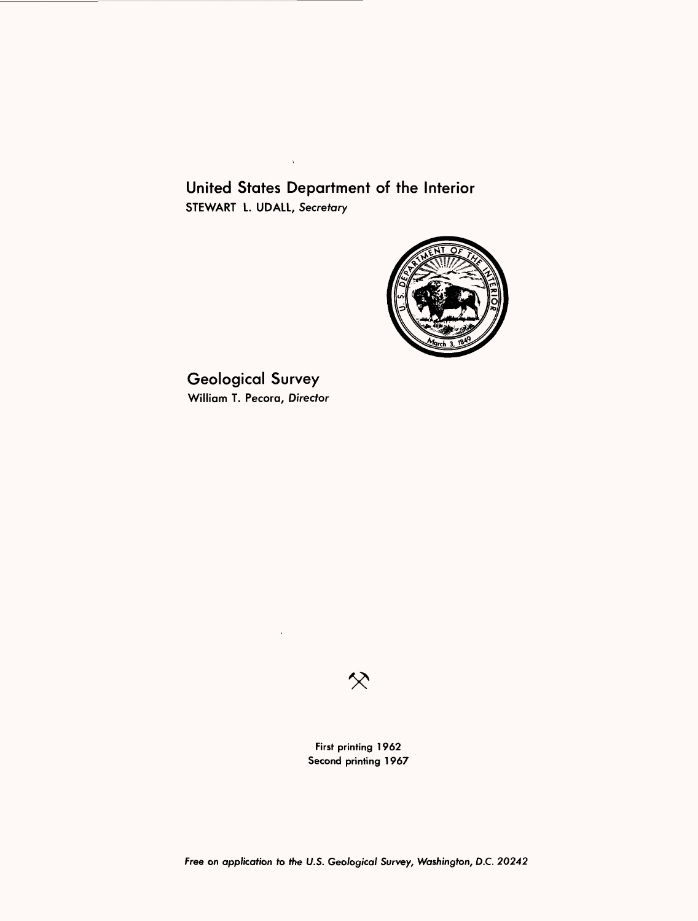# United States Department of the Interior

STEWART L. UDALL, *Secretary*

# Geological Survey

William T. Pecora, *Director*

First printing 1962
Second printing 1967

*Free on application to the U.S. Geological Survey, Washington, D.C. 20242*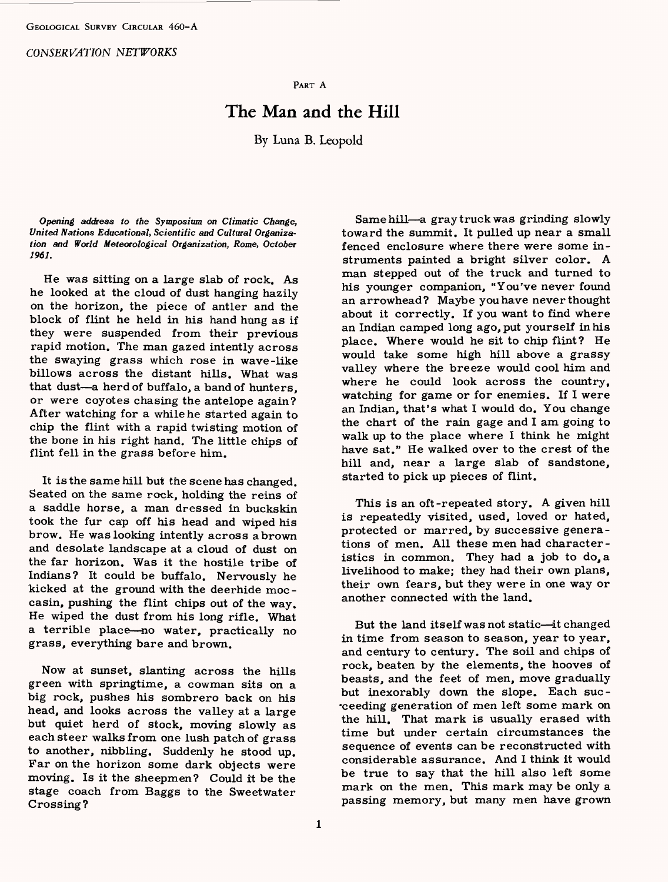GEOLOGICAL SURVEY CIRCULAR 460-A

*CONSERVATION NETWORKS*

PART A

# The Man and the Hill

By Luna B. Leopold

***Opening address to the Symposium on Climatic Change, United Nations Educational, Scientific and Cultural Organization and World Meteorological Organization, Rome, October 1961.***

He was sitting on a large slab of rock. As he looked at the cloud of dust hanging hazily on the horizon, the piece of antler and the block of flint he held in his hand hung as if they were suspended from their previous rapid motion. The man gazed intently across the swaying grass which rose in wave-like billows across the distant hills. What was that dust—a herd of buffalo, a band of hunters, or were coyotes chasing the antelope again? After watching for a while he started again to chip the flint with a rapid twisting motion of the bone in his right hand. The little chips of flint fell in the grass before him.

It is the same hill but the scene has changed. Seated on the same rock, holding the reins of a saddle horse, a man dressed in buckskin took the fur cap off his head and wiped his brow. He was looking intently across a brown and desolate landscape at a cloud of dust on the far horizon. Was it the hostile tribe of Indians? It could be buffalo. Nervously he kicked at the ground with the deerhide moccasin, pushing the flint chips out of the way. He wiped the dust from his long rifle. What a terrible place—no water, practically no grass, everything bare and brown.

Now at sunset, slanting across the hills green with springtime, a cowman sits on a big rock, pushes his sombrero back on his head, and looks across the valley at a large but quiet herd of stock, moving slowly as each steer walks from one lush patch of grass to another, nibbling. Suddenly he stood up. Far on the horizon some dark objects were moving. Is it the sheepmen? Could it be the stage coach from Baggs to the Sweetwater Crossing?

Same hill—a gray truck was grinding slowly toward the summit. It pulled up near a small fenced enclosure where there were some instruments painted a bright silver color. A man stepped out of the truck and turned to his younger companion, "You've never found an arrowhead? Maybe you have never thought about it correctly. If you want to find where an Indian camped long ago, put yourself in his place. Where would he sit to chip flint? He would take some high hill above a grassy valley where the breeze would cool him and where he could look across the country, watching for game or for enemies. If I were an Indian, that's what I would do. You change the chart of the rain gage and I am going to walk up to the place where I think he might have sat." He walked over to the crest of the hill and, near a large slab of sandstone, started to pick up pieces of flint.

This is an oft-repeated story. A given hill is repeatedly visited, used, loved or hated, protected or marred, by successive generations of men. All these men had characteristics in common. They had a job to do, a livelihood to make; they had their own plans, their own fears, but they were in one way or another connected with the land.

But the land itself was not static—it changed in time from season to season, year to year, and century to century. The soil and chips of rock, beaten by the elements, the hooves of beasts, and the feet of men, move gradually but inexorably down the slope. Each succeeding generation of men left some mark on the hill. That mark is usually erased with time but under certain circumstances the sequence of events can be reconstructed with considerable assurance. And I think it would be true to say that the hill also left some mark on the men. This mark may be only a passing memory, but many men have grown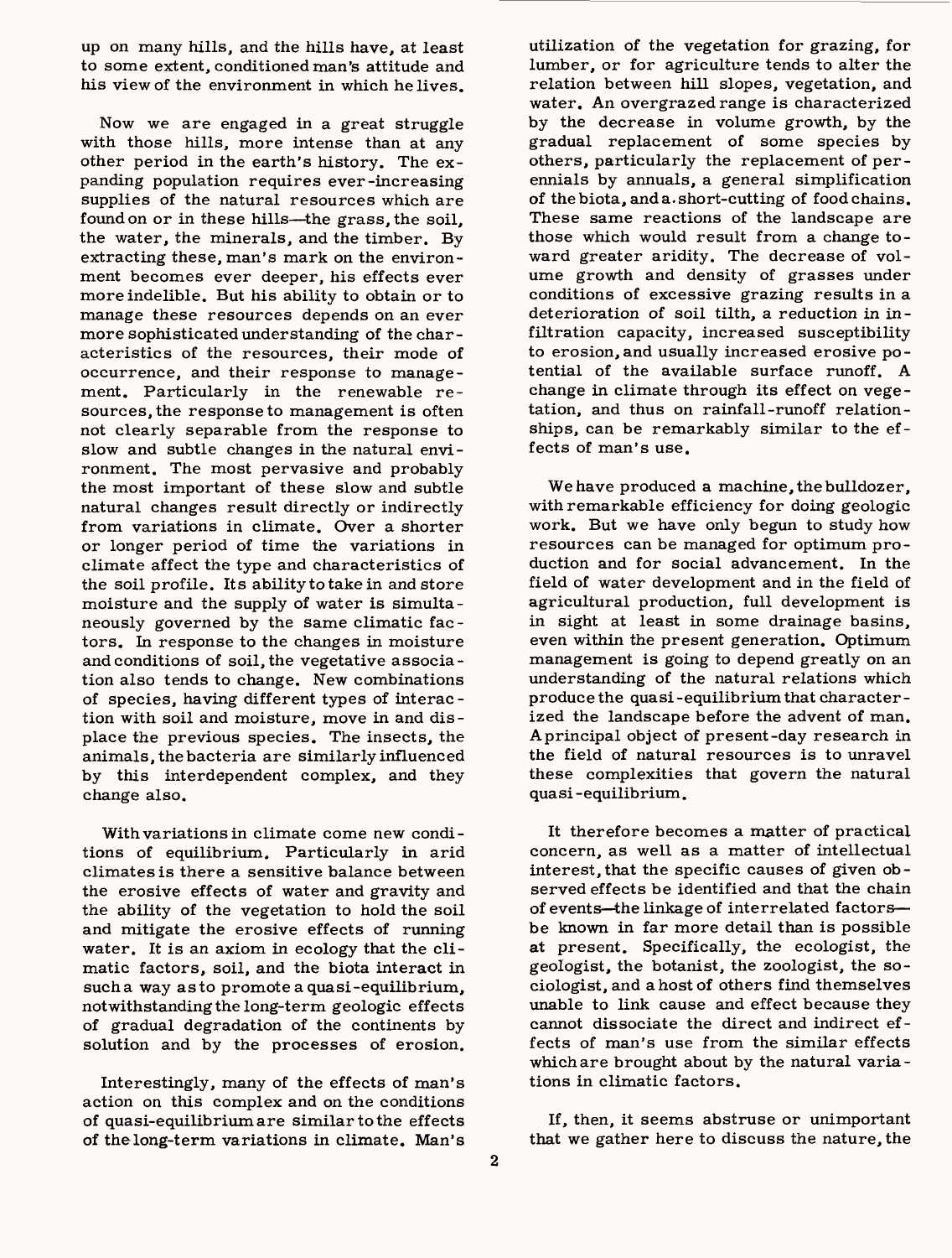up on many hills, and the hills have, at least to some extent, conditioned man's attitude and his view of the environment in which he lives.

Now we are engaged in a great struggle with those hills, more intense than at any other period in the earth's history. The expanding population requires ever-increasing supplies of the natural resources which are found on or in these hills—the grass, the soil, the water, the minerals, and the timber. By extracting these, man's mark on the environment becomes ever deeper, his effects ever more indelible. But his ability to obtain or to manage these resources depends on an ever more sophisticated understanding of the characteristics of the resources, their mode of occurrence, and their response to management. Particularly in the renewable resources, the response to management is often not clearly separable from the response to slow and subtle changes in the natural environment. The most pervasive and probably the most important of these slow and subtle natural changes result directly or indirectly from variations in climate. Over a shorter or longer period of time the variations in climate affect the type and characteristics of the soil profile. Its ability to take in and store moisture and the supply of water is simultaneously governed by the same climatic factors. In response to the changes in moisture and conditions of soil, the vegetative association also tends to change. New combinations of species, having different types of interaction with soil and moisture, move in and displace the previous species. The insects, the animals, the bacteria are similarly influenced by this interdependent complex, and they change also.

With variations in climate come new conditions of equilibrium. Particularly in arid climates is there a sensitive balance between the erosive effects of water and gravity and the ability of the vegetation to hold the soil and mitigate the erosive effects of running water. It is an axiom in ecology that the climatic factors, soil, and the biota interact in such a way as to promote a quasi-equilibrium, notwithstanding the long-term geologic effects of gradual degradation of the continents by solution and by the processes of erosion.

Interestingly, many of the effects of man's action on this complex and on the conditions of quasi-equilibrium are similar to the effects of the long-term variations in climate. Man's utilization of the vegetation for grazing, for lumber, or for agriculture tends to alter the relation between hill slopes, vegetation, and water. An overgrazed range is characterized by the decrease in volume growth, by the gradual replacement of some species by others, particularly the replacement of perennials by annuals, a general simplification of the biota, and a short-cutting of food chains. These same reactions of the landscape are those which would result from a change toward greater aridity. The decrease of volume growth and density of grasses under conditions of excessive grazing results in a deterioration of soil tilth, a reduction in infiltration capacity, increased susceptibility to erosion, and usually increased erosive potential of the available surface runoff. A change in climate through its effect on vegetation, and thus on rainfall-runoff relationships, can be remarkably similar to the effects of man's use.

We have produced a machine, the bulldozer, with remarkable efficiency for doing geologic work. But we have only begun to study how resources can be managed for optimum production and for social advancement. In the field of water development and in the field of agricultural production, full development is in sight at least in some drainage basins, even within the present generation. Optimum management is going to depend greatly on an understanding of the natural relations which produce the quasi-equilibrium that characterized the landscape before the advent of man. A principal object of present-day research in the field of natural resources is to unravel these complexities that govern the natural quasi-equilibrium.

It therefore becomes a matter of practical concern, as well as a matter of intellectual interest, that the specific causes of given observed effects be identified and that the chain of events—the linkage of interrelated factors—be known in far more detail than is possible at present. Specifically, the ecologist, the geologist, the botanist, the zoologist, the sociologist, and a host of others find themselves unable to link cause and effect because they cannot dissociate the direct and indirect effects of man's use from the similar effects which are brought about by the natural variations in climatic factors.

If, then, it seems abstruse or unimportant that we gather here to discuss the nature, the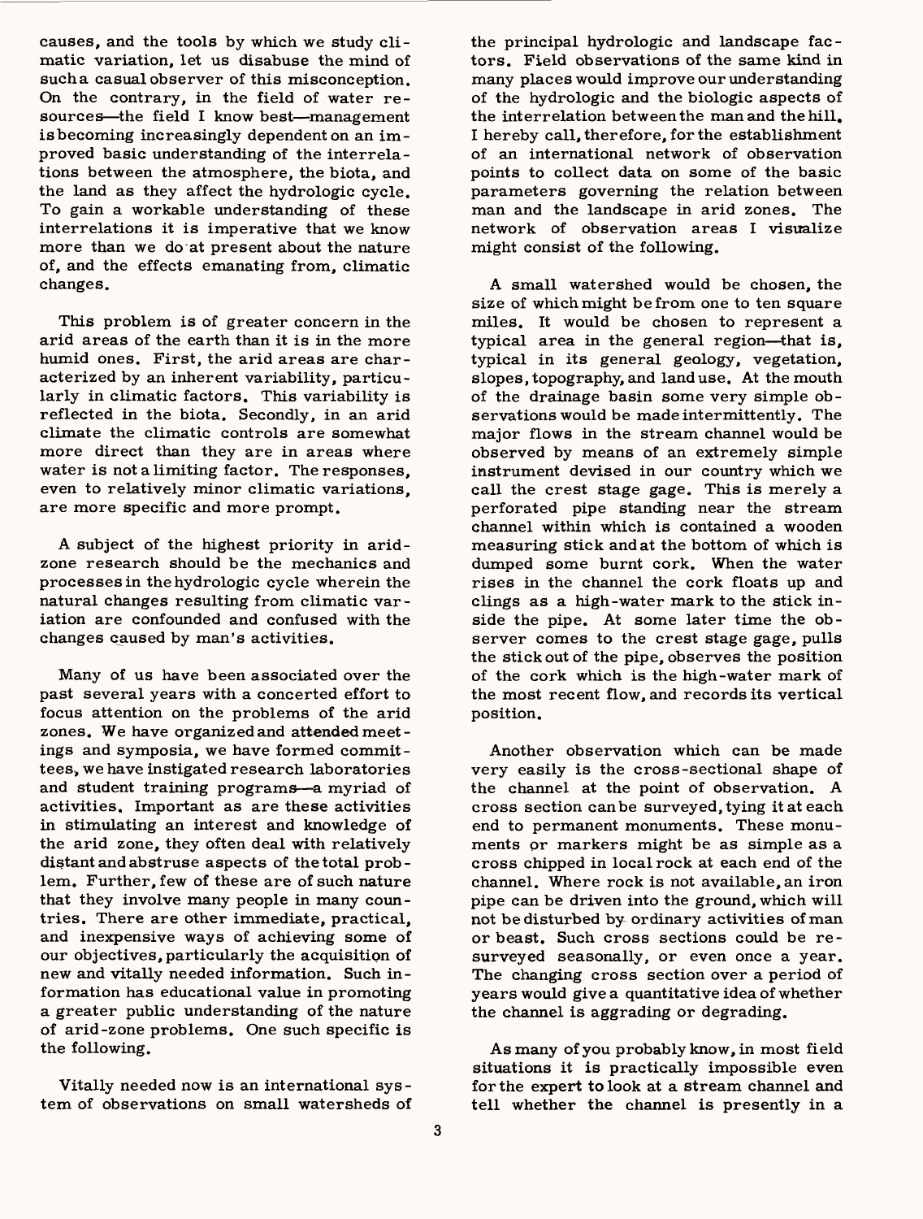causes, and the tools by which we study climatic variation, let us disabuse the mind of such a casual observer of this misconception. On the contrary, in the field of water resources—the field I know best—management is becoming increasingly dependent on an improved basic understanding of the interrelations between the atmosphere, the biota, and the land as they affect the hydrologic cycle. To gain a workable understanding of these interrelations it is imperative that we know more than we do at present about the nature of, and the effects emanating from, climatic changes.

This problem is of greater concern in the arid areas of the earth than it is in the more humid ones. First, the arid areas are characterized by an inherent variability, particularly in climatic factors. This variability is reflected in the biota. Secondly, in an arid climate the climatic controls are somewhat more direct than they are in areas where water is not a limiting factor. The responses, even to relatively minor climatic variations, are more specific and more prompt.

A subject of the highest priority in arid-zone research should be the mechanics and processes in the hydrologic cycle wherein the natural changes resulting from climatic variation are confounded and confused with the changes caused by man's activities.

Many of us have been associated over the past several years with a concerted effort to focus attention on the problems of the arid zones. We have organized and attended meetings and symposia, we have formed committees, we have instigated research laboratories and student training programs—a myriad of activities. Important as are these activities in stimulating an interest and knowledge of the arid zone, they often deal with relatively distant and abstruse aspects of the total problem. Further, few of these are of such nature that they involve many people in many countries. There are other immediate, practical, and inexpensive ways of achieving some of our objectives, particularly the acquisition of new and vitally needed information. Such information has educational value in promoting a greater public understanding of the nature of arid-zone problems. One such specific is the following.

Vitally needed now is an international system of observations on small watersheds of the principal hydrologic and landscape factors. Field observations of the same kind in many places would improve our understanding of the hydrologic and the biologic aspects of the interrelation between the man and the hill. I hereby call, therefore, for the establishment of an international network of observation points to collect data on some of the basic parameters governing the relation between man and the landscape in arid zones. The network of observation areas I visualize might consist of the following.

A small watershed would be chosen, the size of which might be from one to ten square miles. It would be chosen to represent a typical area in the general region—that is, typical in its general geology, vegetation, slopes, topography, and land use. At the mouth of the drainage basin some very simple observations would be made intermittently. The major flows in the stream channel would be observed by means of an extremely simple instrument devised in our country which we call the crest stage gage. This is merely a perforated pipe standing near the stream channel within which is contained a wooden measuring stick and at the bottom of which is dumped some burnt cork. When the water rises in the channel the cork floats up and clings as a high-water mark to the stick inside the pipe. At some later time the observer comes to the crest stage gage, pulls the stick out of the pipe, observes the position of the cork which is the high-water mark of the most recent flow, and records its vertical position.

Another observation which can be made very easily is the cross-sectional shape of the channel at the point of observation. A cross section can be surveyed, tying it at each end to permanent monuments. These monuments or markers might be as simple as a cross chipped in local rock at each end of the channel. Where rock is not available, an iron pipe can be driven into the ground, which will not be disturbed by ordinary activities of man or beast. Such cross sections could be resurveyed seasonally, or even once a year. The changing cross section over a period of years would give a quantitative idea of whether the channel is aggrading or degrading.

As many of you probably know, in most field situations it is practically impossible even for the expert to look at a stream channel and tell whether the channel is presently in a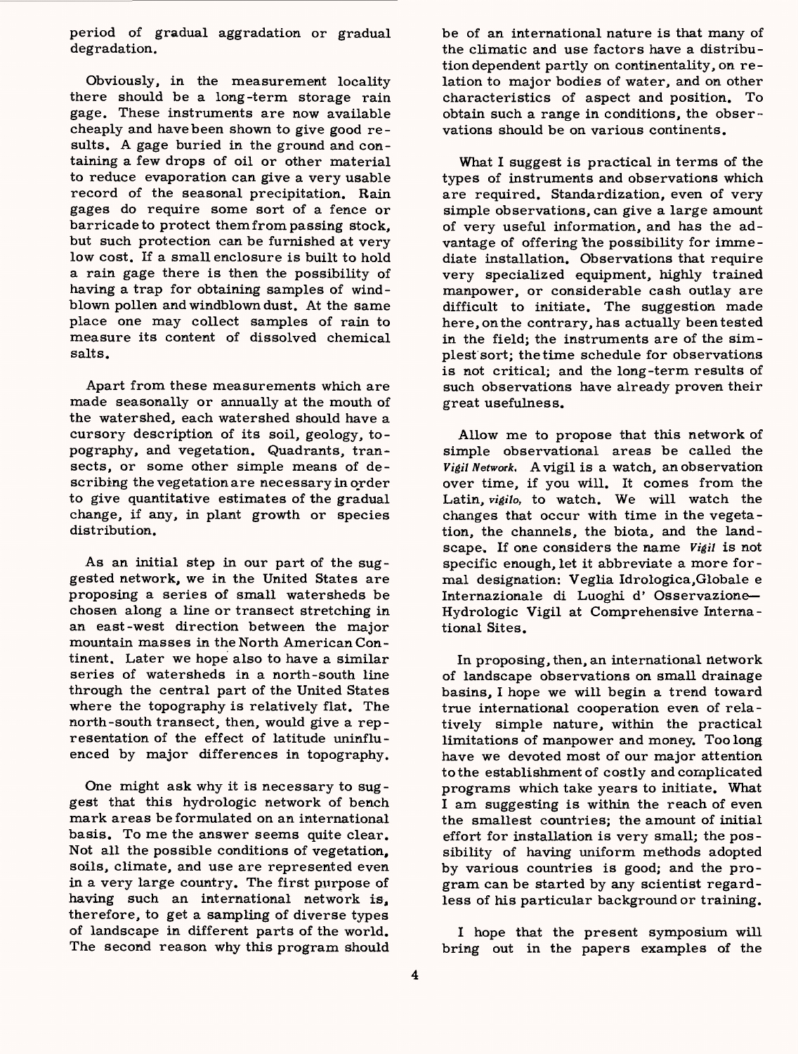period of gradual aggradation or gradual degradation.

Obviously, in the measurement locality there should be a long-term storage rain gage. These instruments are now available cheaply and have been shown to give good results. A gage buried in the ground and containing a few drops of oil or other material to reduce evaporation can give a very usable record of the seasonal precipitation. Rain gages do require some sort of a fence or barricade to protect them from passing stock, but such protection can be furnished at very low cost. If a small enclosure is built to hold a rain gage there is then the possibility of having a trap for obtaining samples of wind-blown pollen and windblown dust. At the same place one may collect samples of rain to measure its content of dissolved chemical salts.

Apart from these measurements which are made seasonally or annually at the mouth of the watershed, each watershed should have a cursory description of its soil, geology, topography, and vegetation. Quadrants, transects, or some other simple means of describing the vegetation are necessary in order to give quantitative estimates of the gradual change, if any, in plant growth or species distribution.

As an initial step in our part of the suggested network, we in the United States are proposing a series of small watersheds be chosen along a line or transect stretching in an east-west direction between the major mountain masses in the North American Continent. Later we hope also to have a similar series of watersheds in a north-south line through the central part of the United States where the topography is relatively flat. The north-south transect, then, would give a representation of the effect of latitude uninfluenced by major differences in topography.

One might ask why it is necessary to suggest that this hydrologic network of bench mark areas be formulated on an international basis. To me the answer seems quite clear. Not all the possible conditions of vegetation, soils, climate, and use are represented even in a very large country. The first purpose of having such an international network is, therefore, to get a sampling of diverse types of landscape in different parts of the world. The second reason why this program should be of an international nature is that many of the climatic and use factors have a distribution dependent partly on continentality, on relation to major bodies of water, and on other characteristics of aspect and position. To obtain such a range in conditions, the observations should be on various continents.

What I suggest is practical in terms of the types of instruments and observations which are required. Standardization, even of very simple observations, can give a large amount of very useful information, and has the advantage of offering the possibility for immediate installation. Observations that require very specialized equipment, highly trained manpower, or considerable cash outlay are difficult to initiate. The suggestion made here, on the contrary, has actually been tested in the field; the instruments are of the simplest sort; the time schedule for observations is not critical; and the long-term results of such observations have already proven their great usefulness.

Allow me to propose that this network of simple observational areas be called the *Vigil Network*. A vigil is a watch, an observation over time, if you will. It comes from the Latin, *vigilo*, to watch. We will watch the changes that occur with time in the vegetation, the channels, the biota, and the landscape. If one considers the name *Vigil* is not specific enough, let it abbreviate a more formal designation: Veglia Idrologica, Globale e Internazionale di Luoghi d' Osservazione— Hydrologic Vigil at Comprehensive International Sites.

In proposing, then, an international network of landscape observations on small drainage basins, I hope we will begin a trend toward true international cooperation even of relatively simple nature, within the practical limitations of manpower and money. Too long have we devoted most of our major attention to the establishment of costly and complicated programs which take years to initiate. What I am suggesting is within the reach of even the smallest countries; the amount of initial effort for installation is very small; the possibility of having uniform methods adopted by various countries is good; and the program can be started by any scientist regardless of his particular background or training.

I hope that the present symposium will bring out in the papers examples of the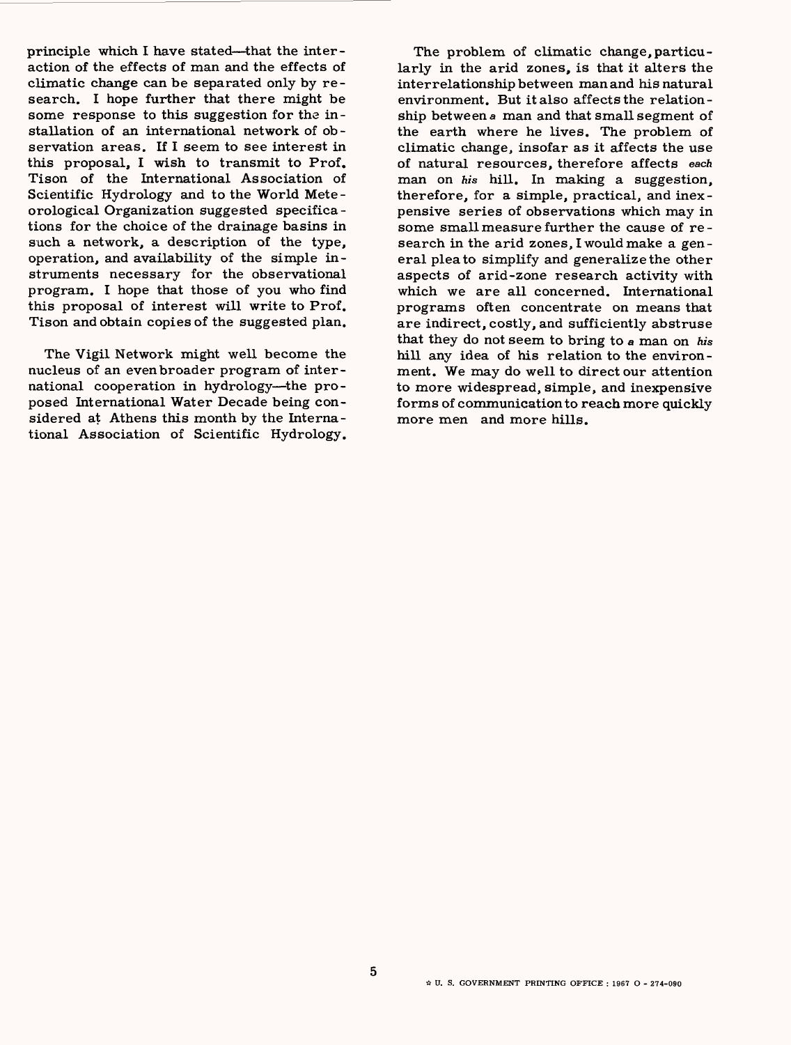principle which I have stated—that the interaction of the effects of man and the effects of climatic change can be separated only by research. I hope further that there might be some response to this suggestion for the installation of an international network of observation areas. If I seem to see interest in this proposal, I wish to transmit to Prof. Tison of the International Association of Scientific Hydrology and to the World Meteorological Organization suggested specifications for the choice of the drainage basins in such a network, a description of the type, operation, and availability of the simple instruments necessary for the observational program. I hope that those of you who find this proposal of interest will write to Prof. Tison and obtain copies of the suggested plan.

The Vigil Network might well become the nucleus of an even broader program of international cooperation in hydrology—the proposed International Water Decade being considered at Athens this month by the International Association of Scientific Hydrology.

The problem of climatic change, particularly in the arid zones, is that it alters the interrelationship between man and his natural environment. But it also affects the relationship between *a* man and that small segment of the earth where he lives. The problem of climatic change, insofar as it affects the use of natural resources, therefore affects *each* man on *his* hill. In making a suggestion, therefore, for a simple, practical, and inexpensive series of observations which may in some small measure further the cause of research in the arid zones, I would make a general plea to simplify and generalize the other aspects of arid-zone research activity with which we are all concerned. International programs often concentrate on means that are indirect, costly, and sufficiently abstruse that they do not seem to bring to *a* man on *his* hill any idea of his relation to the environment. We may do well to direct our attention to more widespread, simple, and inexpensive forms of communication to reach more quickly more men and more hills.

☆ U. S. GOVERNMENT PRINTING OFFICE : 1967 O - 274-090